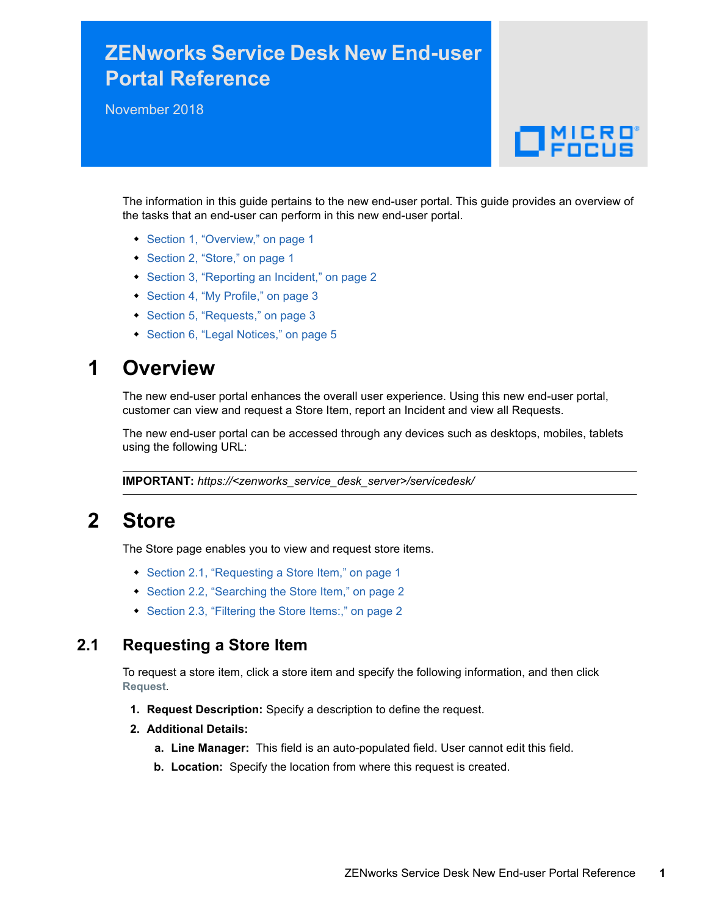# ZENworks Service Desk New End-user Portal Reference

November 2018

The information in this guide pertains to the new end-user portal. This guide provides an overview of the tasks that an end-user can perform in this new end-user portal.

- Section 1, “Overview,” on page 1
- Section 2, “Store,” on page 1
- Section 3, “Reporting an Incident,” on page 2
- Section 4, “My Profile,” on page 3
- Section 5, “Requests,” on page 3
- Section 6, “Legal Notices,” on page 5

## 1 Overview

The new end-user portal enhances the overall user experience. Using this new end-user portal, customer can view and request a Store Item, report an Incident and view all Requests.

The new end-user portal can be accessed through any devices such as desktops, mobiles, tablets using the following URL:

---

**IMPORTANT:** *https://<zenworks_service_desk_server>/servicedesk/*

---

## 2 Store

The Store page enables you to view and request store items.

- Section 2.1, “Requesting a Store Item,” on page 1
- Section 2.2, “Searching the Store Item,” on page 2
- Section 2.3, “Filtering the Store Items:,” on page 2

### 2.1 Requesting a Store Item

To request a store item, click a store item and specify the following information, and then click **Request**.

1. **Request Description:** Specify a description to define the request.
2. **Additional Details:**
   a. **Line Manager:** This field is an auto-populated field. User cannot edit this field.
   b. **Location:** Specify the location from where this request is created.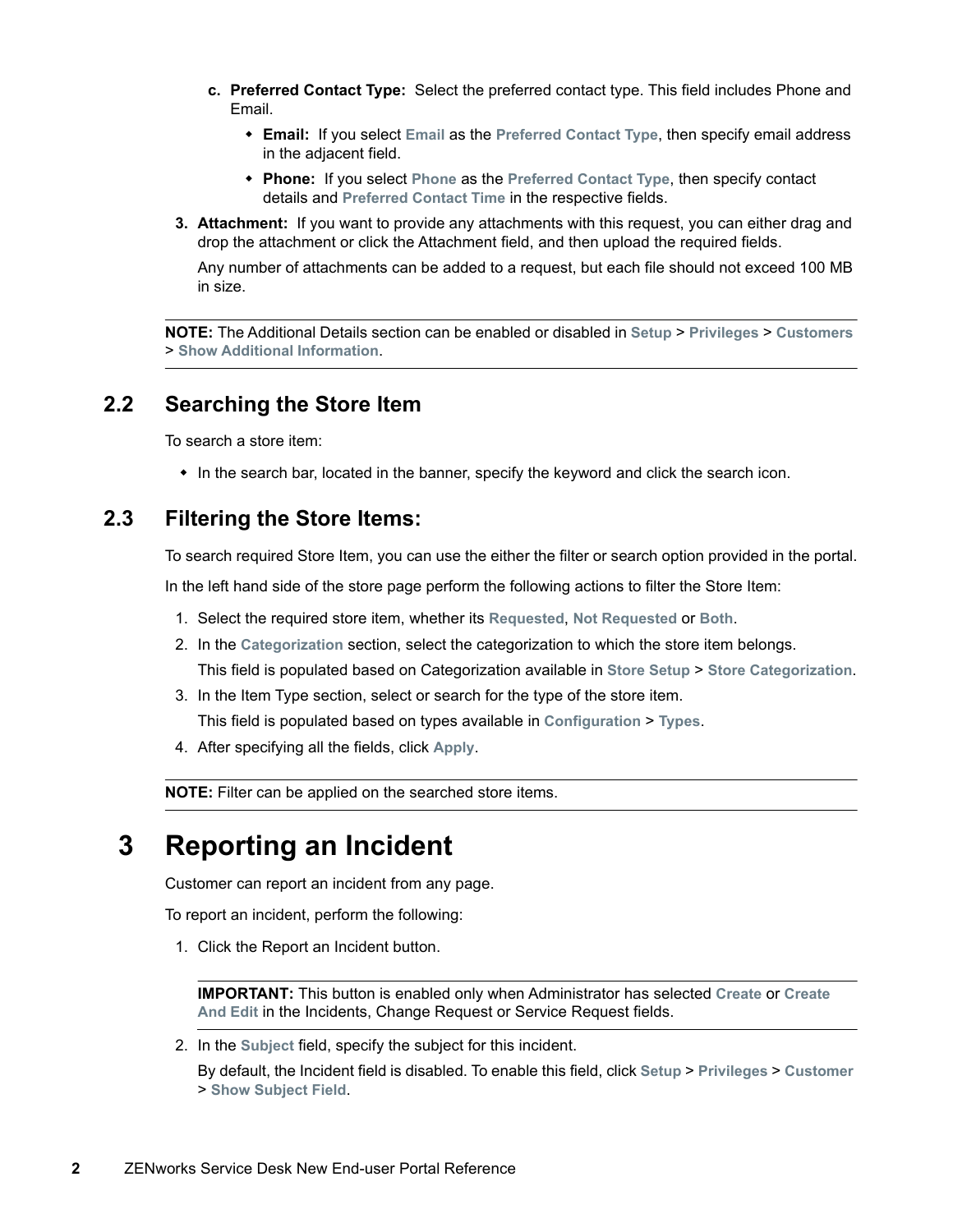c. **Preferred Contact Type:** Select the preferred contact type. This field includes Phone and Email.
   - **Email:** If you select **Email** as the **Preferred Contact Type**, then specify email address in the adjacent field.
   - **Phone:** If you select **Phone** as the **Preferred Contact Type**, then specify contact details and **Preferred Contact Time** in the respective fields.

3. **Attachment:** If you want to provide any attachments with this request, you can either drag and drop the attachment or click the Attachment field, and then upload the required fields.

   Any number of attachments can be added to a request, but each file should not exceed 100 MB in size.

---

**NOTE:** The Additional Details section can be enabled or disabled in **Setup** > **Privileges** > **Customers** > **Show Additional Information**.

---

## 2.2 Searching the Store Item

To search a store item:

- In the search bar, located in the banner, specify the keyword and click the search icon.

## 2.3 Filtering the Store Items:

To search required Store Item, you can use the either the filter or search option provided in the portal.

In the left hand side of the store page perform the following actions to filter the Store Item:

1. Select the required store item, whether its **Requested**, **Not Requested** or **Both**.
2. In the **Categorization** section, select the categorization to which the store item belongs.

   This field is populated based on Categorization available in **Store Setup** > **Store Categorization**.
3. In the Item Type section, select or search for the type of the store item.

   This field is populated based on types available in **Configuration** > **Types**.
4. After specifying all the fields, click **Apply**.

---

**NOTE:** Filter can be applied on the searched store items.

---

# 3 Reporting an Incident

Customer can report an incident from any page.

To report an incident, perform the following:

1. Click the Report an Incident button.

   ---

   **IMPORTANT:** This button is enabled only when Administrator has selected **Create** or **Create And Edit** in the Incidents, Change Request or Service Request fields.

   ---

2. In the **Subject** field, specify the subject for this incident.

   By default, the Incident field is disabled. To enable this field, click **Setup** > **Privileges** > **Customer** > **Show Subject Field**.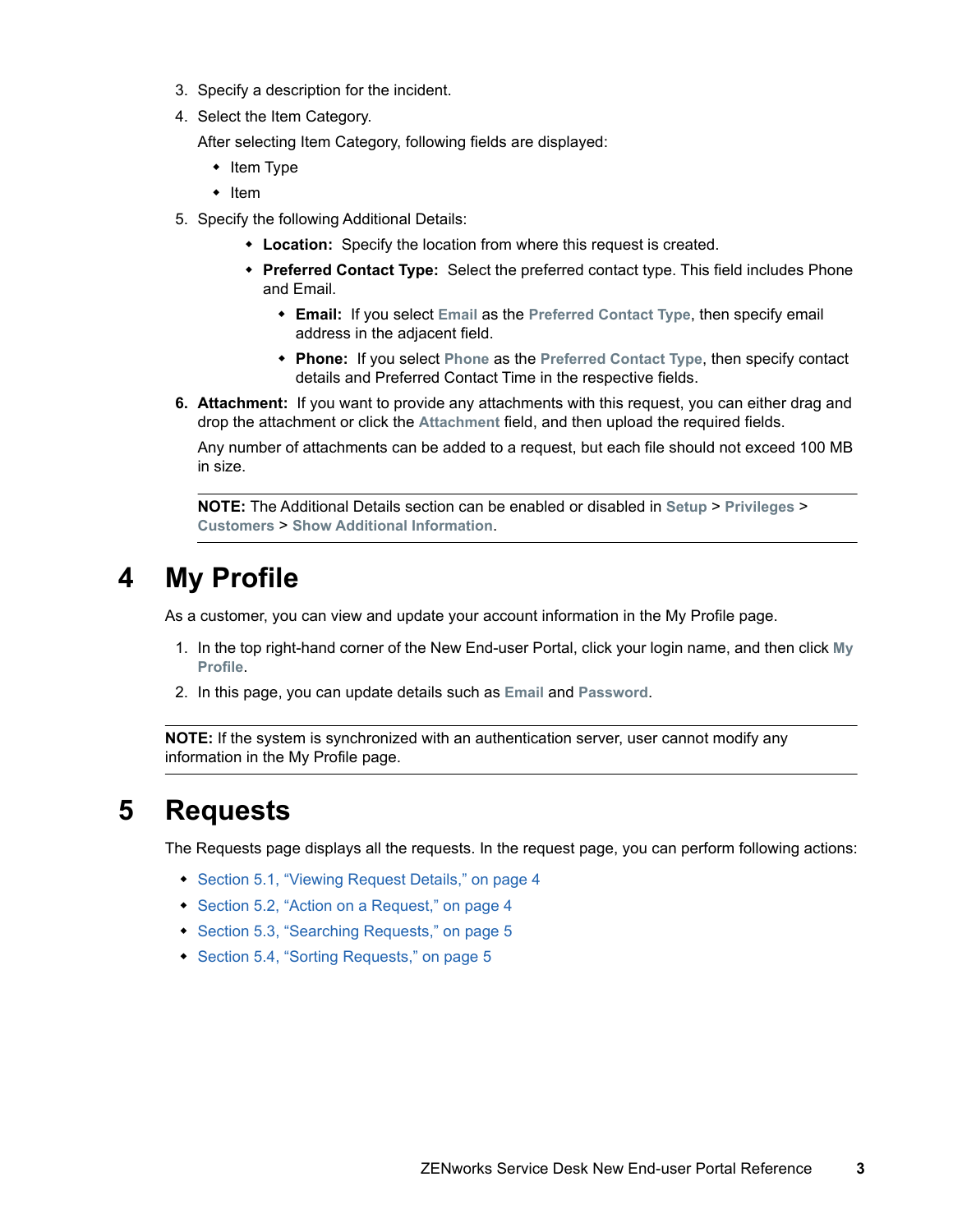3. Specify a description for the incident.
4. Select the Item Category.

   After selecting Item Category, following fields are displayed:

   - Item Type
   - Item
5. Specify the following Additional Details:
   - **Location:** Specify the location from where this request is created.
   - **Preferred Contact Type:** Select the preferred contact type. This field includes Phone and Email.
     - **Email:** If you select **Email** as the **Preferred Contact Type**, then specify email address in the adjacent field.
     - **Phone:** If you select **Phone** as the **Preferred Contact Type**, then specify contact details and Preferred Contact Time in the respective fields.
6. **Attachment:** If you want to provide any attachments with this request, you can either drag and drop the attachment or click the **Attachment** field, and then upload the required fields.

   Any number of attachments can be added to a request, but each file should not exceed 100 MB in size.

   **NOTE:** The Additional Details section can be enabled or disabled in **Setup** > **Privileges** > **Customers** > **Show Additional Information**.

# 4 My Profile

As a customer, you can view and update your account information in the My Profile page.

1. In the top right-hand corner of the New End-user Portal, click your login name, and then click **My Profile**.
2. In this page, you can update details such as **Email** and **Password**.

**NOTE:** If the system is synchronized with an authentication server, user cannot modify any information in the My Profile page.

# 5 Requests

The Requests page displays all the requests. In the request page, you can perform following actions:

- Section 5.1, “Viewing Request Details,” on page 4
- Section 5.2, “Action on a Request,” on page 4
- Section 5.3, “Searching Requests,” on page 5
- Section 5.4, “Sorting Requests,” on page 5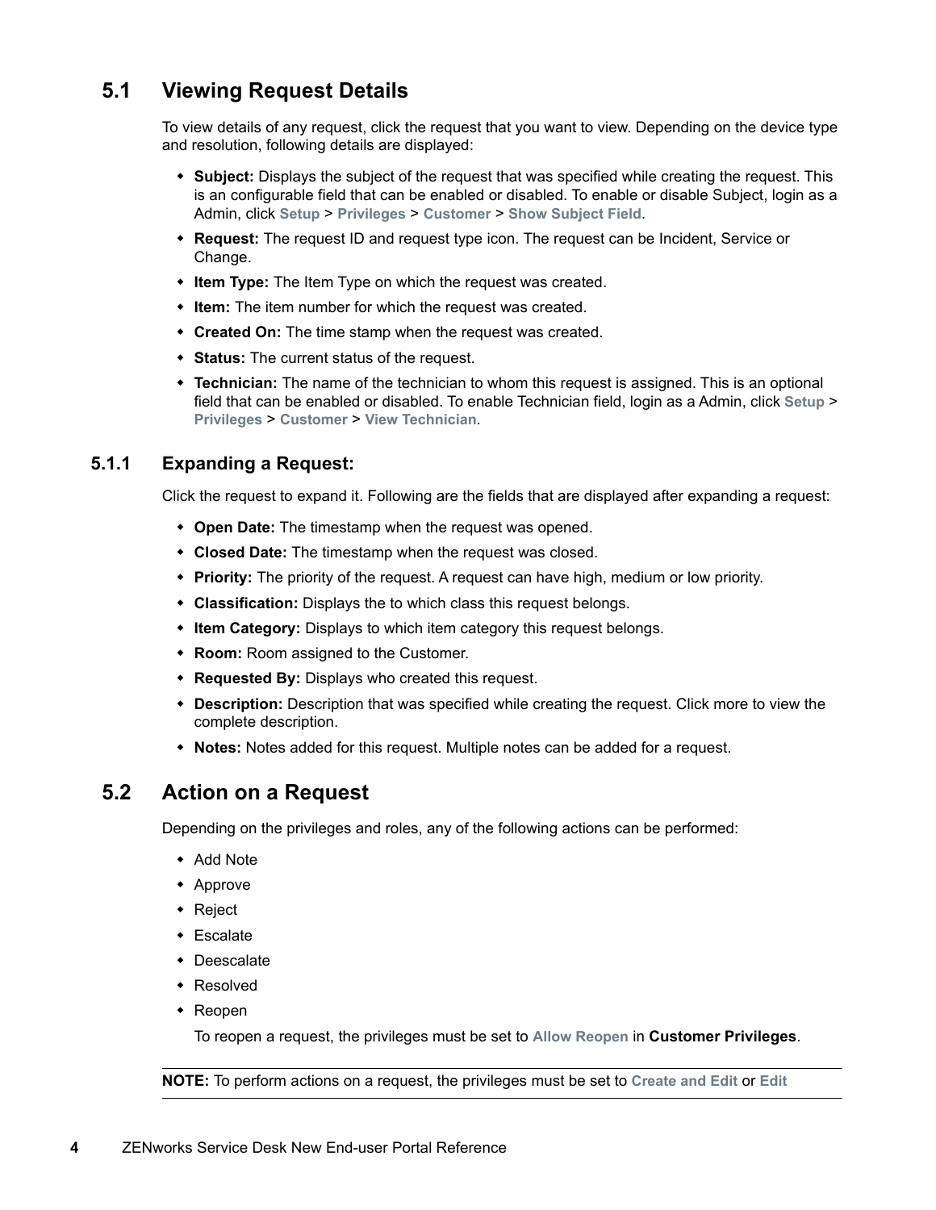## 5.1 Viewing Request Details

To view details of any request, click the request that you want to view. Depending on the device type and resolution, following details are displayed:

- **Subject:** Displays the subject of the request that was specified while creating the request. This is an configurable field that can be enabled or disabled. To enable or disable Subject, login as a Admin, click **Setup** > **Privileges** > **Customer** > **Show Subject Field**.
- **Request:** The request ID and request type icon. The request can be Incident, Service or Change.
- **Item Type:** The Item Type on which the request was created.
- **Item:** The item number for which the request was created.
- **Created On:** The time stamp when the request was created.
- **Status:** The current status of the request.
- **Technician:** The name of the technician to whom this request is assigned. This is an optional field that can be enabled or disabled. To enable Technician field, login as a Admin, click **Setup** > **Privileges** > **Customer** > **View Technician**.

### 5.1.1 Expanding a Request:

Click the request to expand it. Following are the fields that are displayed after expanding a request:

- **Open Date:** The timestamp when the request was opened.
- **Closed Date:** The timestamp when the request was closed.
- **Priority:** The priority of the request. A request can have high, medium or low priority.
- **Classification:** Displays the to which class this request belongs.
- **Item Category:** Displays to which item category this request belongs.
- **Room:** Room assigned to the Customer.
- **Requested By:** Displays who created this request.
- **Description:** Description that was specified while creating the request. Click more to view the complete description.
- **Notes:** Notes added for this request. Multiple notes can be added for a request.

## 5.2 Action on a Request

Depending on the privileges and roles, any of the following actions can be performed:

- Add Note
- Approve
- Reject
- Escalate
- Deescalate
- Resolved
- Reopen

  To reopen a request, the privileges must be set to **Allow Reopen** in **Customer Privileges**.

**NOTE:** To perform actions on a request, the privileges must be set to **Create and Edit** or **Edit**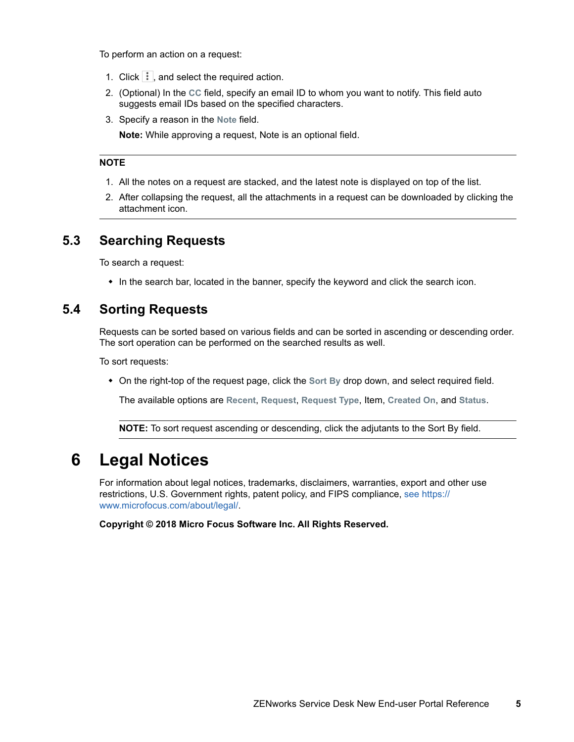To perform an action on a request:

1. Click ⋮, and select the required action.
2. (Optional) In the **CC** field, specify an email ID to whom you want to notify. This field auto suggests email IDs based on the specified characters.
3. Specify a reason in the **Note** field.

   **Note:** While approving a request, Note is an optional field.

---

**NOTE**

1. All the notes on a request are stacked, and the latest note is displayed on top of the list.
2. After collapsing the request, all the attachments in a request can be downloaded by clicking the attachment icon.

---

## 5.3 Searching Requests

To search a request:

- In the search bar, located in the banner, specify the keyword and click the search icon.

## 5.4 Sorting Requests

Requests can be sorted based on various fields and can be sorted in ascending or descending order. The sort operation can be performed on the searched results as well.

To sort requests:

- On the right-top of the request page, click the **Sort By** drop down, and select required field.

  The available options are **Recent**, **Request**, **Request Type**, Item, **Created On**, and **Status**.

  ---

  **NOTE:** To sort request ascending or descending, click the adjutants to the Sort By field.

  ---

# 6 Legal Notices

For information about legal notices, trademarks, disclaimers, warranties, export and other use restrictions, U.S. Government rights, patent policy, and FIPS compliance, see https://www.microfocus.com/about/legal/.

**Copyright © 2018 Micro Focus Software Inc. All Rights Reserved.**